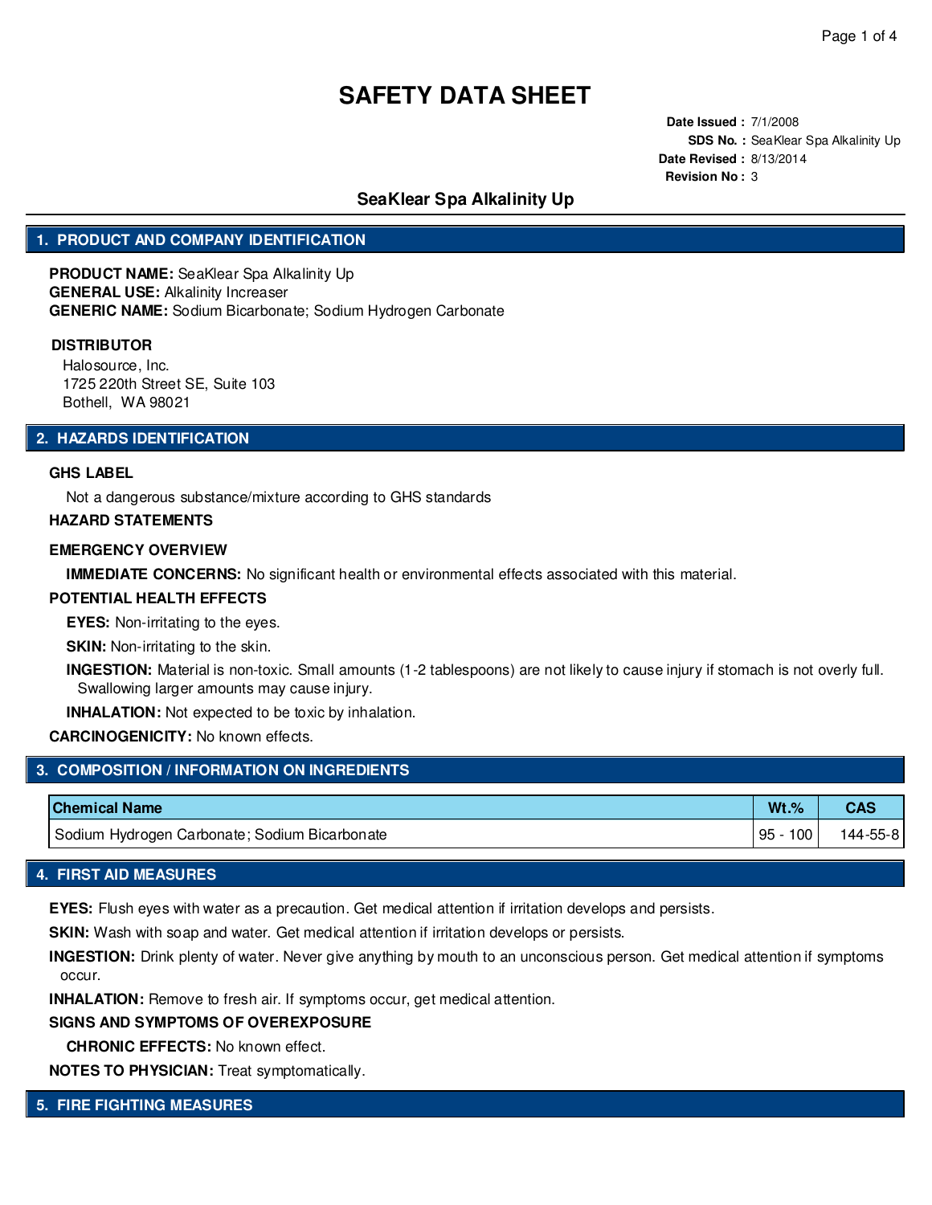# SAFETY DATA SHEET

**Date Issued :** 7/1/2008
**SDS No. :** SeaKlear Spa Alkalinity Up
**Date Revised :** 8/13/2014
**Revision No :** 3

## SeaKlear Spa Alkalinity Up

## 1. PRODUCT AND COMPANY IDENTIFICATION

**PRODUCT NAME:** SeaKlear Spa Alkalinity Up
**GENERAL USE:** Alkalinity Increaser
**GENERIC NAME:** Sodium Bicarbonate; Sodium Hydrogen Carbonate

**DISTRIBUTOR**

Halosource, Inc.
1725 220th Street SE, Suite 103
Bothell, WA 98021

## 2. HAZARDS IDENTIFICATION

**GHS LABEL**

Not a dangerous substance/mixture according to GHS standards

**HAZARD STATEMENTS**

**EMERGENCY OVERVIEW**

**IMMEDIATE CONCERNS:** No significant health or environmental effects associated with this material.

**POTENTIAL HEALTH EFFECTS**

**EYES:** Non-irritating to the eyes.

**SKIN:** Non-irritating to the skin.

**INGESTION:** Material is non-toxic. Small amounts (1-2 tablespoons) are not likely to cause injury if stomach is not overly full. Swallowing larger amounts may cause injury.

**INHALATION:** Not expected to be toxic by inhalation.

**CARCINOGENICITY:** No known effects.

## 3. COMPOSITION / INFORMATION ON INGREDIENTS

| Chemical Name | Wt.% | CAS |
|---|---|---|
| Sodium Hydrogen Carbonate; Sodium Bicarbonate | 95 - 100 | 144-55-8 |

## 4. FIRST AID MEASURES

**EYES:** Flush eyes with water as a precaution. Get medical attention if irritation develops and persists.

**SKIN:** Wash with soap and water. Get medical attention if irritation develops or persists.

**INGESTION:** Drink plenty of water. Never give anything by mouth to an unconscious person. Get medical attention if symptoms occur.

**INHALATION:** Remove to fresh air. If symptoms occur, get medical attention.

**SIGNS AND SYMPTOMS OF OVEREXPOSURE**

**CHRONIC EFFECTS:** No known effect.

**NOTES TO PHYSICIAN:** Treat symptomatically.

## 5. FIRE FIGHTING MEASURES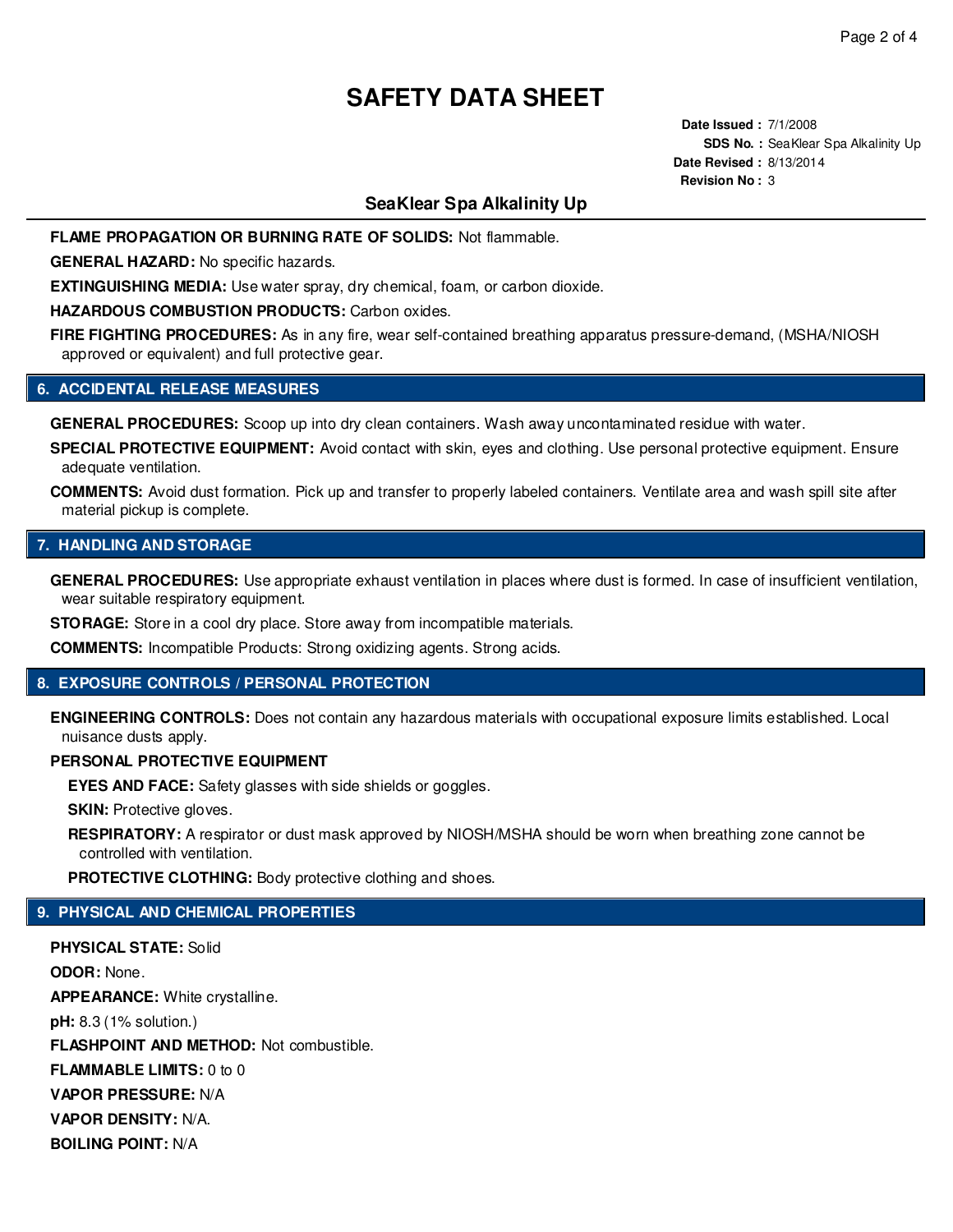# SAFETY DATA SHEET

**Date Issued :** 7/1/2008
**SDS No. :** SeaKlear Spa Alkalinity Up
**Date Revised :** 8/13/2014
**Revision No :** 3

## SeaKlear Spa Alkalinity Up

**FLAME PROPAGATION OR BURNING RATE OF SOLIDS:** Not flammable.

**GENERAL HAZARD:** No specific hazards.

**EXTINGUISHING MEDIA:** Use water spray, dry chemical, foam, or carbon dioxide.

**HAZARDOUS COMBUSTION PRODUCTS:** Carbon oxides.

**FIRE FIGHTING PROCEDURES:** As in any fire, wear self-contained breathing apparatus pressure-demand, (MSHA/NIOSH approved or equivalent) and full protective gear.

## 6. ACCIDENTAL RELEASE MEASURES

**GENERAL PROCEDURES:** Scoop up into dry clean containers. Wash away uncontaminated residue with water.

**SPECIAL PROTECTIVE EQUIPMENT:** Avoid contact with skin, eyes and clothing. Use personal protective equipment. Ensure adequate ventilation.

**COMMENTS:** Avoid dust formation. Pick up and transfer to properly labeled containers. Ventilate area and wash spill site after material pickup is complete.

## 7. HANDLING AND STORAGE

**GENERAL PROCEDURES:** Use appropriate exhaust ventilation in places where dust is formed. In case of insufficient ventilation, wear suitable respiratory equipment.

**STORAGE:** Store in a cool dry place. Store away from incompatible materials.

**COMMENTS:** Incompatible Products: Strong oxidizing agents. Strong acids.

## 8. EXPOSURE CONTROLS / PERSONAL PROTECTION

**ENGINEERING CONTROLS:** Does not contain any hazardous materials with occupational exposure limits established. Local nuisance dusts apply.

**PERSONAL PROTECTIVE EQUIPMENT**

**EYES AND FACE:** Safety glasses with side shields or goggles.

**SKIN:** Protective gloves.

**RESPIRATORY:** A respirator or dust mask approved by NIOSH/MSHA should be worn when breathing zone cannot be controlled with ventilation.

**PROTECTIVE CLOTHING:** Body protective clothing and shoes.

## 9. PHYSICAL AND CHEMICAL PROPERTIES

**PHYSICAL STATE:** Solid

**ODOR:** None.

**APPEARANCE:** White crystalline.

**pH:** 8.3 (1% solution.)

**FLASHPOINT AND METHOD:** Not combustible.

**FLAMMABLE LIMITS:** 0 to 0

**VAPOR PRESSURE:** N/A

**VAPOR DENSITY:** N/A.

**BOILING POINT:** N/A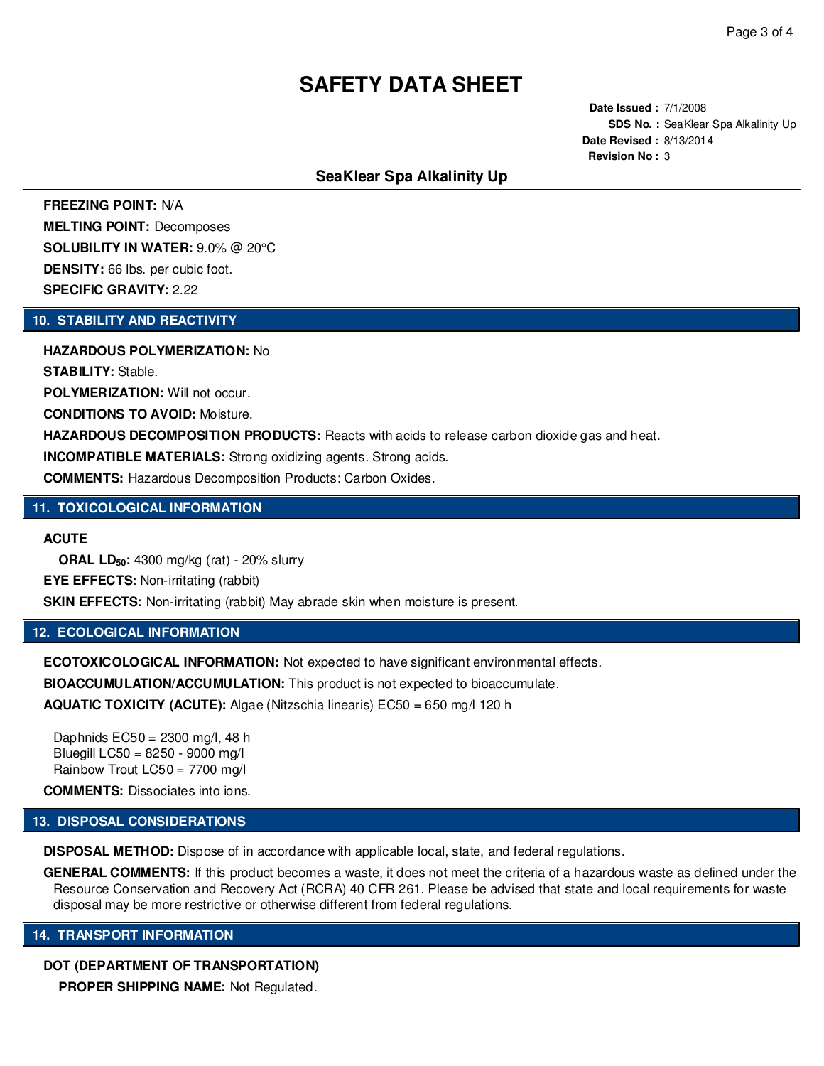# SAFETY DATA SHEET

**Date Issued :** 7/1/2008
**SDS No. :** SeaKlear Spa Alkalinity Up
**Date Revised :** 8/13/2014
**Revision No :** 3

## SeaKlear Spa Alkalinity Up

**FREEZING POINT:** N/A

**MELTING POINT:** Decomposes

**SOLUBILITY IN WATER:** 9.0% @ 20°C

**DENSITY:** 66 lbs. per cubic foot.

**SPECIFIC GRAVITY:** 2.22

## 10. STABILITY AND REACTIVITY

**HAZARDOUS POLYMERIZATION:** No

**STABILITY:** Stable.

**POLYMERIZATION:** Will not occur.

**CONDITIONS TO AVOID:** Moisture.

**HAZARDOUS DECOMPOSITION PRODUCTS:** Reacts with acids to release carbon dioxide gas and heat.

**INCOMPATIBLE MATERIALS:** Strong oxidizing agents. Strong acids.

**COMMENTS:** Hazardous Decomposition Products: Carbon Oxides.

## 11. TOXICOLOGICAL INFORMATION

**ACUTE**

**ORAL $LD_{50}$:** 4300 mg/kg (rat) - 20% slurry

**EYE EFFECTS:** Non-irritating (rabbit)

**SKIN EFFECTS:** Non-irritating (rabbit) May abrade skin when moisture is present.

## 12. ECOLOGICAL INFORMATION

**ECOTOXICOLOGICAL INFORMATION:** Not expected to have significant environmental effects.

**BIOACCUMULATION/ACCUMULATION:** This product is not expected to bioaccumulate.

**AQUATIC TOXICITY (ACUTE):** Algae (Nitzschia linearis) EC50 = 650 mg/l 120 h

Daphnids EC50 = 2300 mg/l, 48 h
Bluegill LC50 = 8250 - 9000 mg/l
Rainbow Trout LC50 = 7700 mg/l

**COMMENTS:** Dissociates into ions.

## 13. DISPOSAL CONSIDERATIONS

**DISPOSAL METHOD:** Dispose of in accordance with applicable local, state, and federal regulations.

**GENERAL COMMENTS:** If this product becomes a waste, it does not meet the criteria of a hazardous waste as defined under the Resource Conservation and Recovery Act (RCRA) 40 CFR 261. Please be advised that state and local requirements for waste disposal may be more restrictive or otherwise different from federal regulations.

## 14. TRANSPORT INFORMATION

**DOT (DEPARTMENT OF TRANSPORTATION)**

**PROPER SHIPPING NAME:** Not Regulated.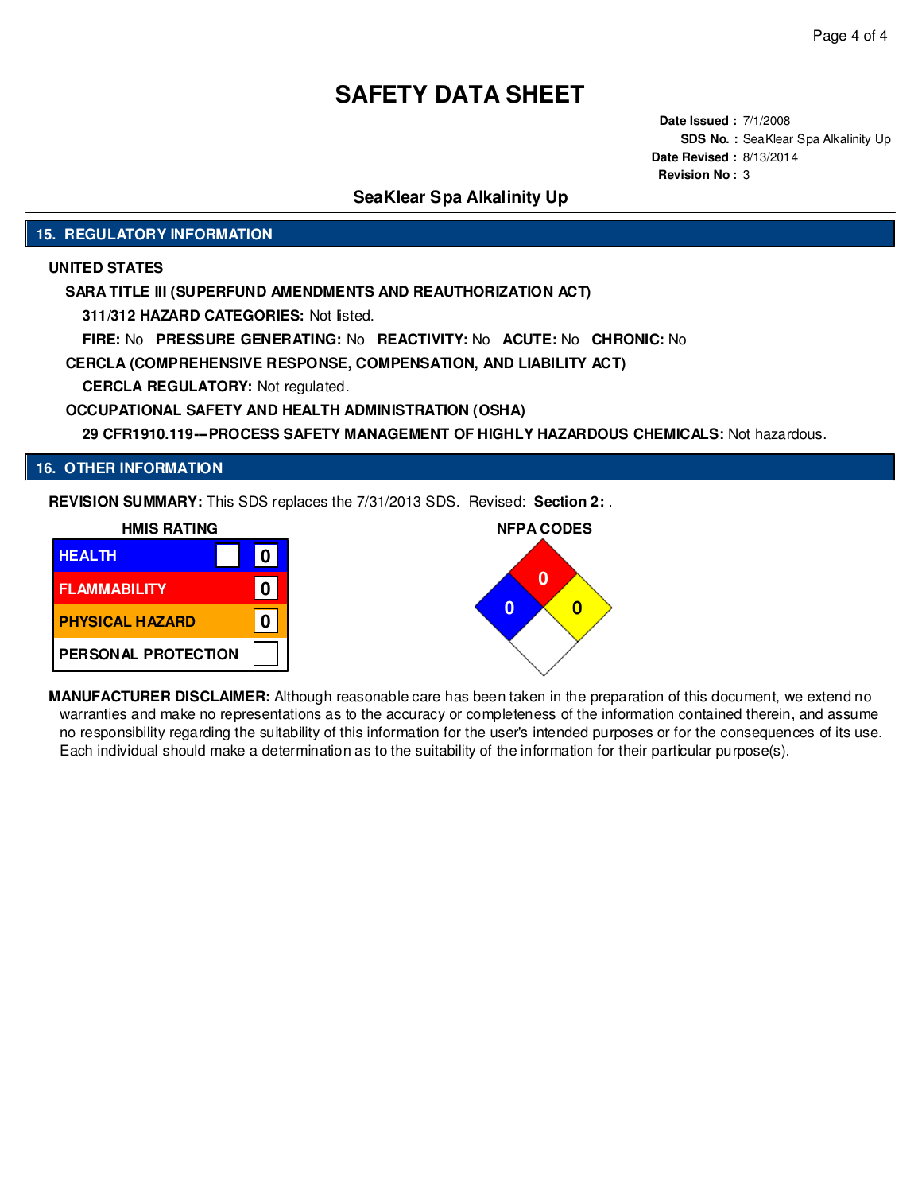# SAFETY DATA SHEET

**Date Issued :** 7/1/2008
**SDS No. :** SeaKlear Spa Alkalinity Up
**Date Revised :** 8/13/2014
**Revision No :** 3

## SeaKlear Spa Alkalinity Up

## 15. REGULATORY INFORMATION

**UNITED STATES**

**SARA TITLE III (SUPERFUND AMENDMENTS AND REAUTHORIZATION ACT)**

**311/312 HAZARD CATEGORIES:** Not listed.

**FIRE:** No **PRESSURE GENERATING:** No **REACTIVITY:** No **ACUTE:** No **CHRONIC:** No

**CERCLA (COMPREHENSIVE RESPONSE, COMPENSATION, AND LIABILITY ACT)**

**CERCLA REGULATORY:** Not regulated.

**OCCUPATIONAL SAFETY AND HEALTH ADMINISTRATION (OSHA)**

**29 CFR1910.119---PROCESS SAFETY MANAGEMENT OF HIGHLY HAZARDOUS CHEMICALS:** Not hazardous.

## 16. OTHER INFORMATION

**REVISION SUMMARY:** This SDS replaces the 7/31/2013 SDS. Revised: **Section 2:** .

**HMIS RATING**

| | | |
|---|---|---|
| HEALTH | | 0 |
| FLAMMABILITY | | 0 |
| PHYSICAL HAZARD | | 0 |
| PERSONAL PROTECTION | | |

**NFPA CODES**

0
0
0

**MANUFACTURER DISCLAIMER:** Although reasonable care has been taken in the preparation of this document, we extend no warranties and make no representations as to the accuracy or completeness of the information contained therein, and assume no responsibility regarding the suitability of this information for the user's intended purposes or for the consequences of its use. Each individual should make a determination as to the suitability of the information for their particular purpose(s).